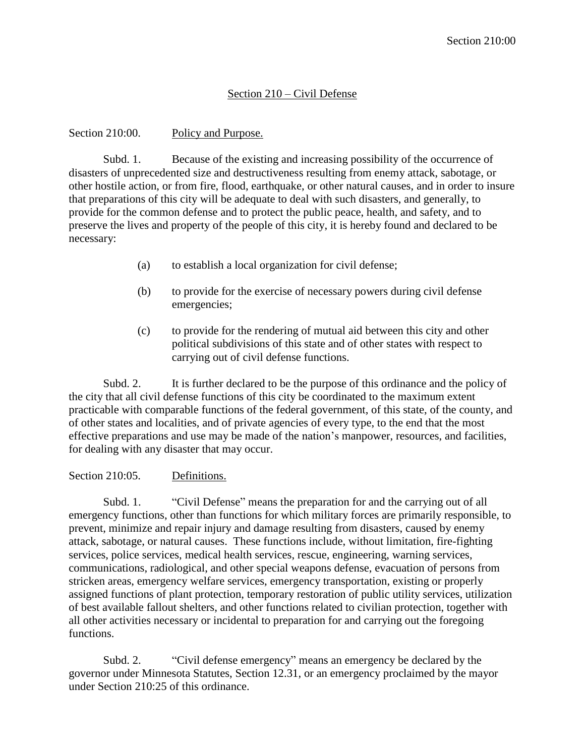# Section 210 – Civil Defense

## Section 210:00. Policy and Purpose.

Subd. 1. Because of the existing and increasing possibility of the occurrence of disasters of unprecedented size and destructiveness resulting from enemy attack, sabotage, or other hostile action, or from fire, flood, earthquake, or other natural causes, and in order to insure that preparations of this city will be adequate to deal with such disasters, and generally, to provide for the common defense and to protect the public peace, health, and safety, and to preserve the lives and property of the people of this city, it is hereby found and declared to be necessary:

(a) to establish a local organization for civil defense;

(b) to provide for the exercise of necessary powers during civil defense emergencies;

(c) to provide for the rendering of mutual aid between this city and other political subdivisions of this state and of other states with respect to carrying out of civil defense functions.

Subd. 2. It is further declared to be the purpose of this ordinance and the policy of the city that all civil defense functions of this city be coordinated to the maximum extent practicable with comparable functions of the federal government, of this state, of the county, and of other states and localities, and of private agencies of every type, to the end that the most effective preparations and use may be made of the nation's manpower, resources, and facilities, for dealing with any disaster that may occur.

## Section 210:05. Definitions.

Subd. 1. "Civil Defense" means the preparation for and the carrying out of all emergency functions, other than functions for which military forces are primarily responsible, to prevent, minimize and repair injury and damage resulting from disasters, caused by enemy attack, sabotage, or natural causes. These functions include, without limitation, fire-fighting services, police services, medical health services, rescue, engineering, warning services, communications, radiological, and other special weapons defense, evacuation of persons from stricken areas, emergency welfare services, emergency transportation, existing or properly assigned functions of plant protection, temporary restoration of public utility services, utilization of best available fallout shelters, and other functions related to civilian protection, together with all other activities necessary or incidental to preparation for and carrying out the foregoing functions.

Subd. 2. "Civil defense emergency" means an emergency be declared by the governor under Minnesota Statutes, Section 12.31, or an emergency proclaimed by the mayor under Section 210:25 of this ordinance.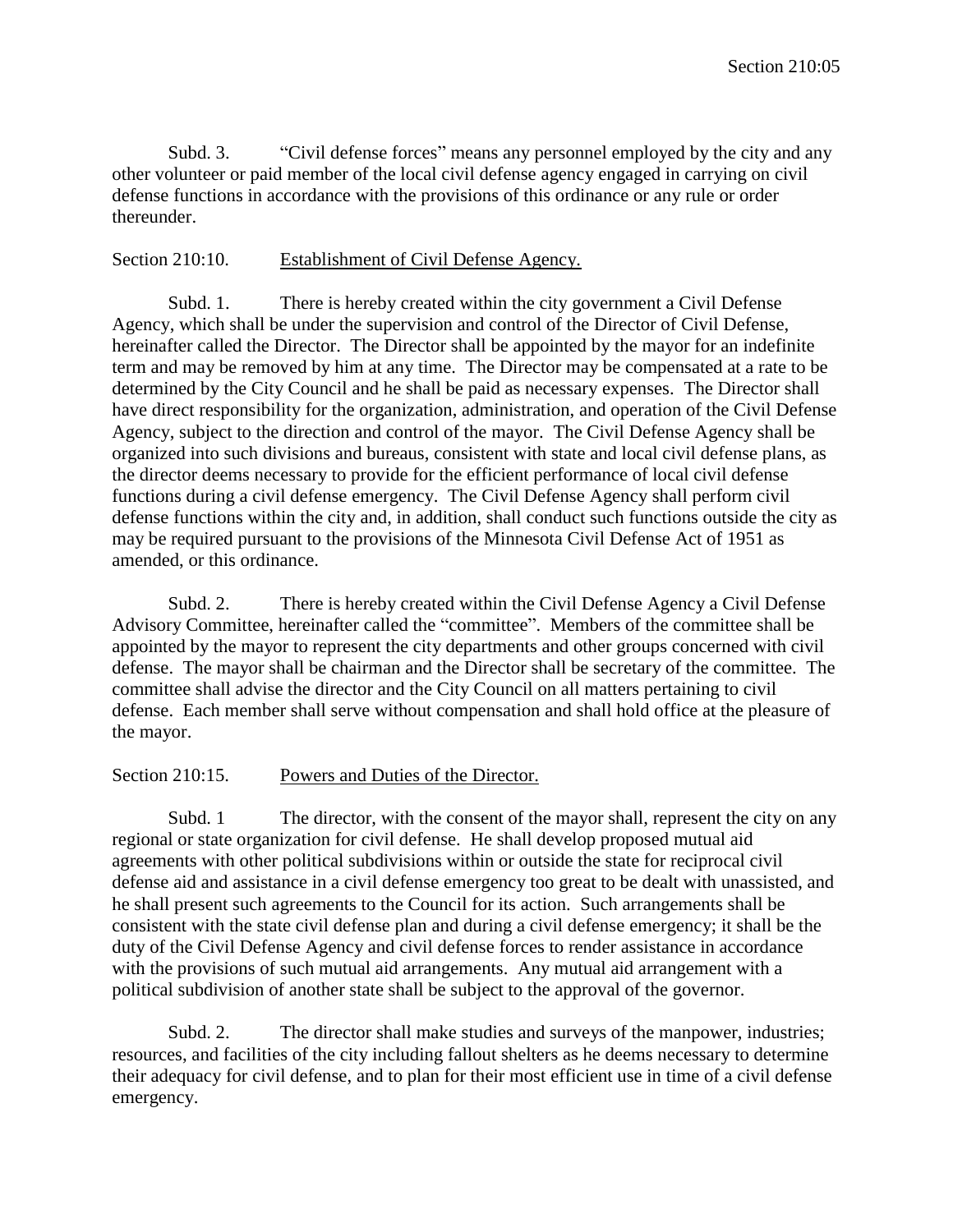Subd. 3. "Civil defense forces" means any personnel employed by the city and any other volunteer or paid member of the local civil defense agency engaged in carrying on civil defense functions in accordance with the provisions of this ordinance or any rule or order thereunder.

Section 210:10. Establishment of Civil Defense Agency.

Subd. 1. There is hereby created within the city government a Civil Defense Agency, which shall be under the supervision and control of the Director of Civil Defense, hereinafter called the Director. The Director shall be appointed by the mayor for an indefinite term and may be removed by him at any time. The Director may be compensated at a rate to be determined by the City Council and he shall be paid as necessary expenses. The Director shall have direct responsibility for the organization, administration, and operation of the Civil Defense Agency, subject to the direction and control of the mayor. The Civil Defense Agency shall be organized into such divisions and bureaus, consistent with state and local civil defense plans, as the director deems necessary to provide for the efficient performance of local civil defense functions during a civil defense emergency. The Civil Defense Agency shall perform civil defense functions within the city and, in addition, shall conduct such functions outside the city as may be required pursuant to the provisions of the Minnesota Civil Defense Act of 1951 as amended, or this ordinance.

Subd. 2. There is hereby created within the Civil Defense Agency a Civil Defense Advisory Committee, hereinafter called the "committee". Members of the committee shall be appointed by the mayor to represent the city departments and other groups concerned with civil defense. The mayor shall be chairman and the Director shall be secretary of the committee. The committee shall advise the director and the City Council on all matters pertaining to civil defense. Each member shall serve without compensation and shall hold office at the pleasure of the mayor.

Section 210:15. Powers and Duties of the Director.

Subd. 1 The director, with the consent of the mayor shall, represent the city on any regional or state organization for civil defense. He shall develop proposed mutual aid agreements with other political subdivisions within or outside the state for reciprocal civil defense aid and assistance in a civil defense emergency too great to be dealt with unassisted, and he shall present such agreements to the Council for its action. Such arrangements shall be consistent with the state civil defense plan and during a civil defense emergency; it shall be the duty of the Civil Defense Agency and civil defense forces to render assistance in accordance with the provisions of such mutual aid arrangements. Any mutual aid arrangement with a political subdivision of another state shall be subject to the approval of the governor.

Subd. 2. The director shall make studies and surveys of the manpower, industries; resources, and facilities of the city including fallout shelters as he deems necessary to determine their adequacy for civil defense, and to plan for their most efficient use in time of a civil defense emergency.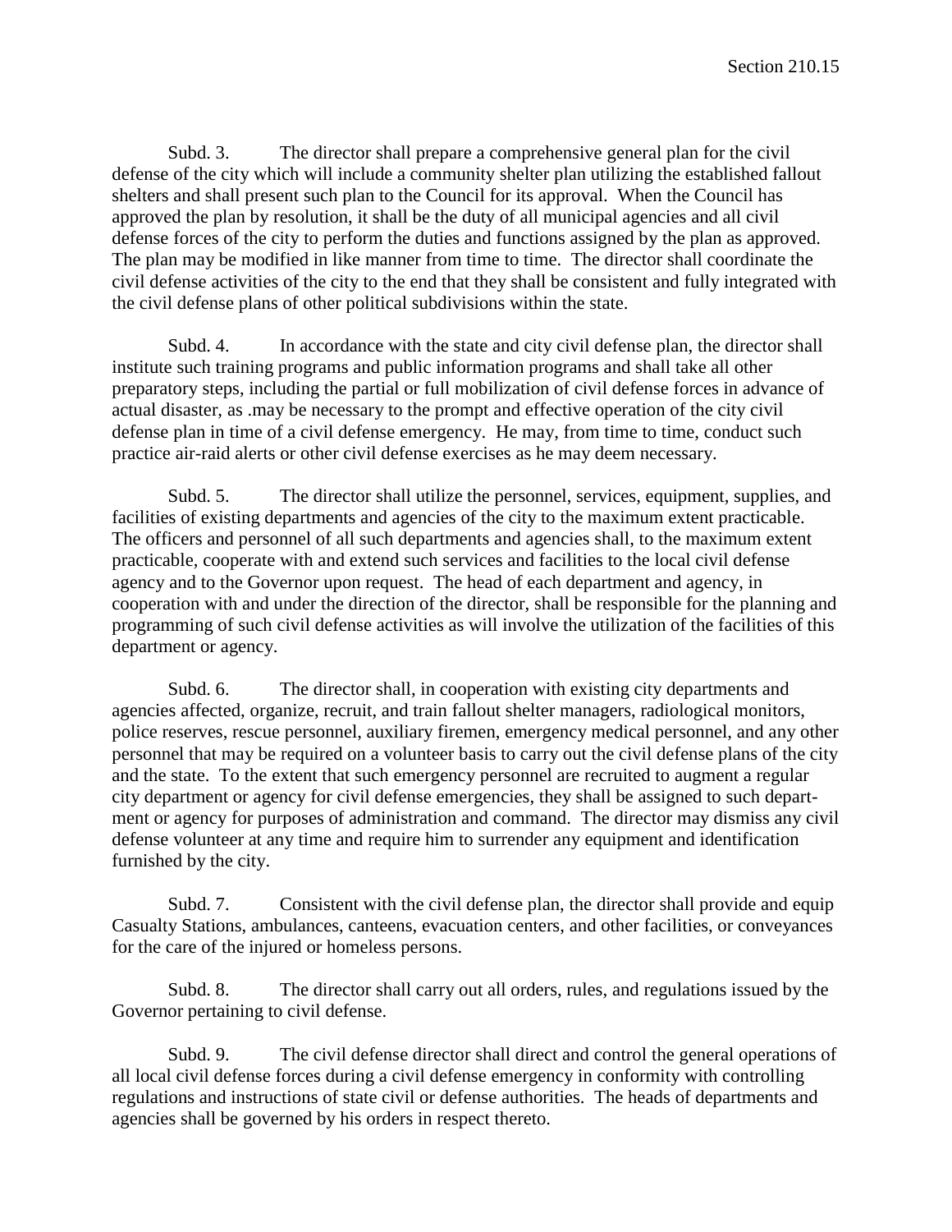Subd. 3. The director shall prepare a comprehensive general plan for the civil defense of the city which will include a community shelter plan utilizing the established fallout shelters and shall present such plan to the Council for its approval. When the Council has approved the plan by resolution, it shall be the duty of all municipal agencies and all civil defense forces of the city to perform the duties and functions assigned by the plan as approved. The plan may be modified in like manner from time to time. The director shall coordinate the civil defense activities of the city to the end that they shall be consistent and fully integrated with the civil defense plans of other political subdivisions within the state.

Subd. 4. In accordance with the state and city civil defense plan, the director shall institute such training programs and public information programs and shall take all other preparatory steps, including the partial or full mobilization of civil defense forces in advance of actual disaster, as .may be necessary to the prompt and effective operation of the city civil defense plan in time of a civil defense emergency. He may, from time to time, conduct such practice air-raid alerts or other civil defense exercises as he may deem necessary.

Subd. 5. The director shall utilize the personnel, services, equipment, supplies, and facilities of existing departments and agencies of the city to the maximum extent practicable. The officers and personnel of all such departments and agencies shall, to the maximum extent practicable, cooperate with and extend such services and facilities to the local civil defense agency and to the Governor upon request. The head of each department and agency, in cooperation with and under the direction of the director, shall be responsible for the planning and programming of such civil defense activities as will involve the utilization of the facilities of this department or agency.

Subd. 6. The director shall, in cooperation with existing city departments and agencies affected, organize, recruit, and train fallout shelter managers, radiological monitors, police reserves, rescue personnel, auxiliary firemen, emergency medical personnel, and any other personnel that may be required on a volunteer basis to carry out the civil defense plans of the city and the state. To the extent that such emergency personnel are recruited to augment a regular city department or agency for civil defense emergencies, they shall be assigned to such department or agency for purposes of administration and command. The director may dismiss any civil defense volunteer at any time and require him to surrender any equipment and identification furnished by the city.

Subd. 7. Consistent with the civil defense plan, the director shall provide and equip Casualty Stations, ambulances, canteens, evacuation centers, and other facilities, or conveyances for the care of the injured or homeless persons.

Subd. 8. The director shall carry out all orders, rules, and regulations issued by the Governor pertaining to civil defense.

Subd. 9. The civil defense director shall direct and control the general operations of all local civil defense forces during a civil defense emergency in conformity with controlling regulations and instructions of state civil or defense authorities. The heads of departments and agencies shall be governed by his orders in respect thereto.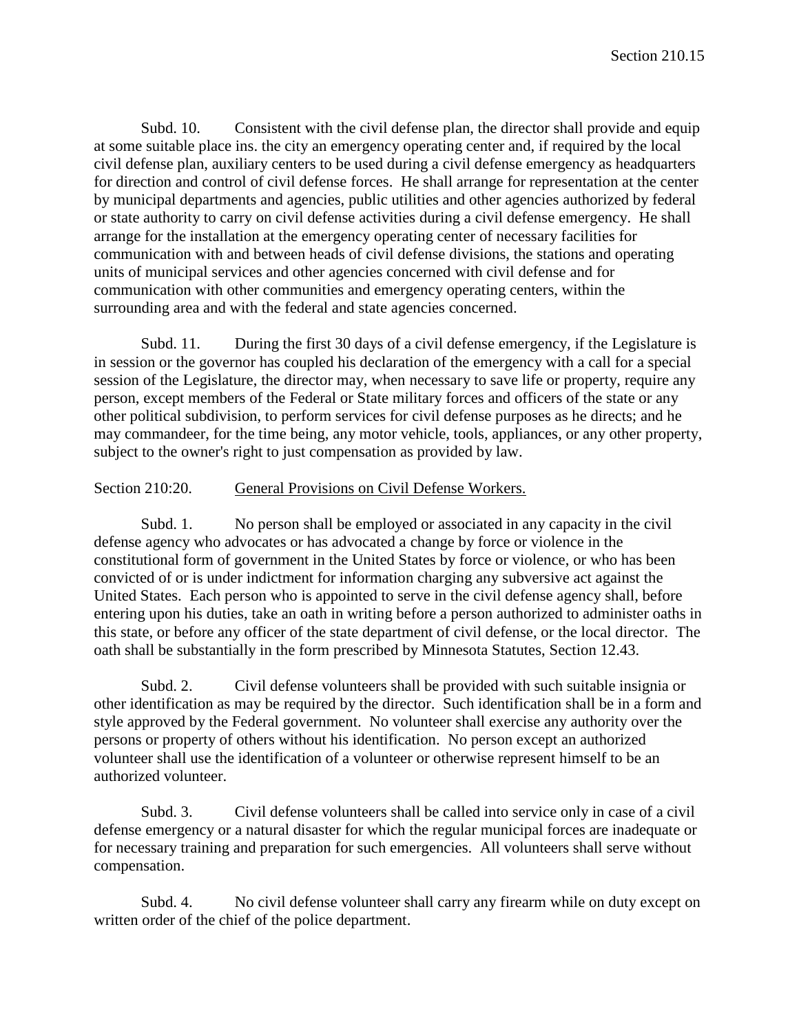Subd. 10. Consistent with the civil defense plan, the director shall provide and equip at some suitable place ins. the city an emergency operating center and, if required by the local civil defense plan, auxiliary centers to be used during a civil defense emergency as headquarters for direction and control of civil defense forces. He shall arrange for representation at the center by municipal departments and agencies, public utilities and other agencies authorized by federal or state authority to carry on civil defense activities during a civil defense emergency. He shall arrange for the installation at the emergency operating center of necessary facilities for communication with and between heads of civil defense divisions, the stations and operating units of municipal services and other agencies concerned with civil defense and for communication with other communities and emergency operating centers, within the surrounding area and with the federal and state agencies concerned.

Subd. 11. During the first 30 days of a civil defense emergency, if the Legislature is in session or the governor has coupled his declaration of the emergency with a call for a special session of the Legislature, the director may, when necessary to save life or property, require any person, except members of the Federal or State military forces and officers of the state or any other political subdivision, to perform services for civil defense purposes as he directs; and he may commandeer, for the time being, any motor vehicle, tools, appliances, or any other property, subject to the owner's right to just compensation as provided by law.

Section 210:20. <u>General Provisions on Civil Defense Workers.</u>

Subd. 1. No person shall be employed or associated in any capacity in the civil defense agency who advocates or has advocated a change by force or violence in the constitutional form of government in the United States by force or violence, or who has been convicted of or is under indictment for information charging any subversive act against the United States. Each person who is appointed to serve in the civil defense agency shall, before entering upon his duties, take an oath in writing before a person authorized to administer oaths in this state, or before any officer of the state department of civil defense, or the local director. The oath shall be substantially in the form prescribed by Minnesota Statutes, Section 12.43.

Subd. 2. Civil defense volunteers shall be provided with such suitable insignia or other identification as may be required by the director. Such identification shall be in a form and style approved by the Federal government. No volunteer shall exercise any authority over the persons or property of others without his identification. No person except an authorized volunteer shall use the identification of a volunteer or otherwise represent himself to be an authorized volunteer.

Subd. 3. Civil defense volunteers shall be called into service only in case of a civil defense emergency or a natural disaster for which the regular municipal forces are inadequate or for necessary training and preparation for such emergencies. All volunteers shall serve without compensation.

Subd. 4. No civil defense volunteer shall carry any firearm while on duty except on written order of the chief of the police department.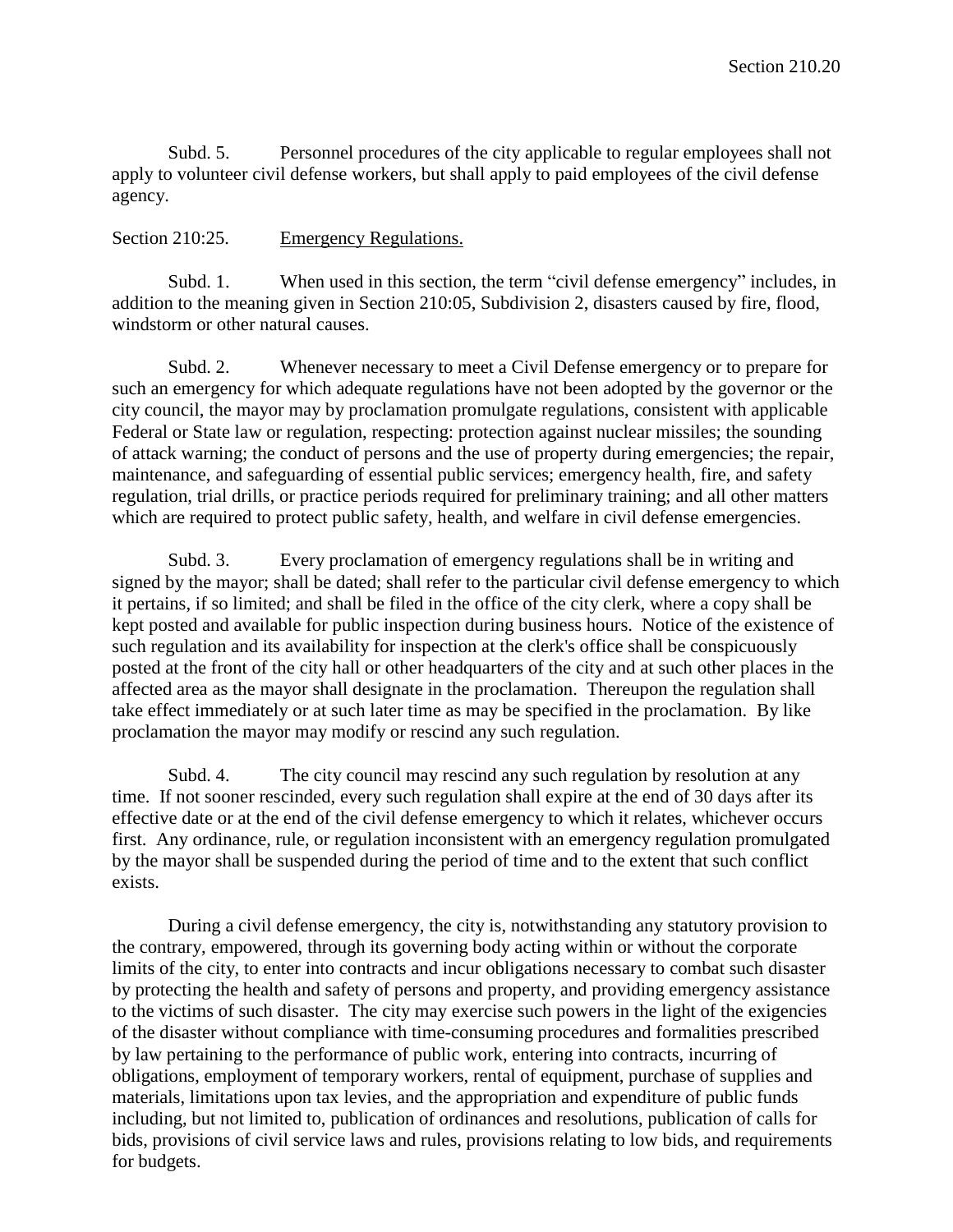Subd. 5. Personnel procedures of the city applicable to regular employees shall not apply to volunteer civil defense workers, but shall apply to paid employees of the civil defense agency.

Section 210:25. Emergency Regulations.

Subd. 1. When used in this section, the term "civil defense emergency" includes, in addition to the meaning given in Section 210:05, Subdivision 2, disasters caused by fire, flood, windstorm or other natural causes.

Subd. 2. Whenever necessary to meet a Civil Defense emergency or to prepare for such an emergency for which adequate regulations have not been adopted by the governor or the city council, the mayor may by proclamation promulgate regulations, consistent with applicable Federal or State law or regulation, respecting: protection against nuclear missiles; the sounding of attack warning; the conduct of persons and the use of property during emergencies; the repair, maintenance, and safeguarding of essential public services; emergency health, fire, and safety regulation, trial drills, or practice periods required for preliminary training; and all other matters which are required to protect public safety, health, and welfare in civil defense emergencies.

Subd. 3. Every proclamation of emergency regulations shall be in writing and signed by the mayor; shall be dated; shall refer to the particular civil defense emergency to which it pertains, if so limited; and shall be filed in the office of the city clerk, where a copy shall be kept posted and available for public inspection during business hours. Notice of the existence of such regulation and its availability for inspection at the clerk's office shall be conspicuously posted at the front of the city hall or other headquarters of the city and at such other places in the affected area as the mayor shall designate in the proclamation. Thereupon the regulation shall take effect immediately or at such later time as may be specified in the proclamation. By like proclamation the mayor may modify or rescind any such regulation.

Subd. 4. The city council may rescind any such regulation by resolution at any time. If not sooner rescinded, every such regulation shall expire at the end of 30 days after its effective date or at the end of the civil defense emergency to which it relates, whichever occurs first. Any ordinance, rule, or regulation inconsistent with an emergency regulation promulgated by the mayor shall be suspended during the period of time and to the extent that such conflict exists.

During a civil defense emergency, the city is, notwithstanding any statutory provision to the contrary, empowered, through its governing body acting within or without the corporate limits of the city, to enter into contracts and incur obligations necessary to combat such disaster by protecting the health and safety of persons and property, and providing emergency assistance to the victims of such disaster. The city may exercise such powers in the light of the exigencies of the disaster without compliance with time-consuming procedures and formalities prescribed by law pertaining to the performance of public work, entering into contracts, incurring of obligations, employment of temporary workers, rental of equipment, purchase of supplies and materials, limitations upon tax levies, and the appropriation and expenditure of public funds including, but not limited to, publication of ordinances and resolutions, publication of calls for bids, provisions of civil service laws and rules, provisions relating to low bids, and requirements for budgets.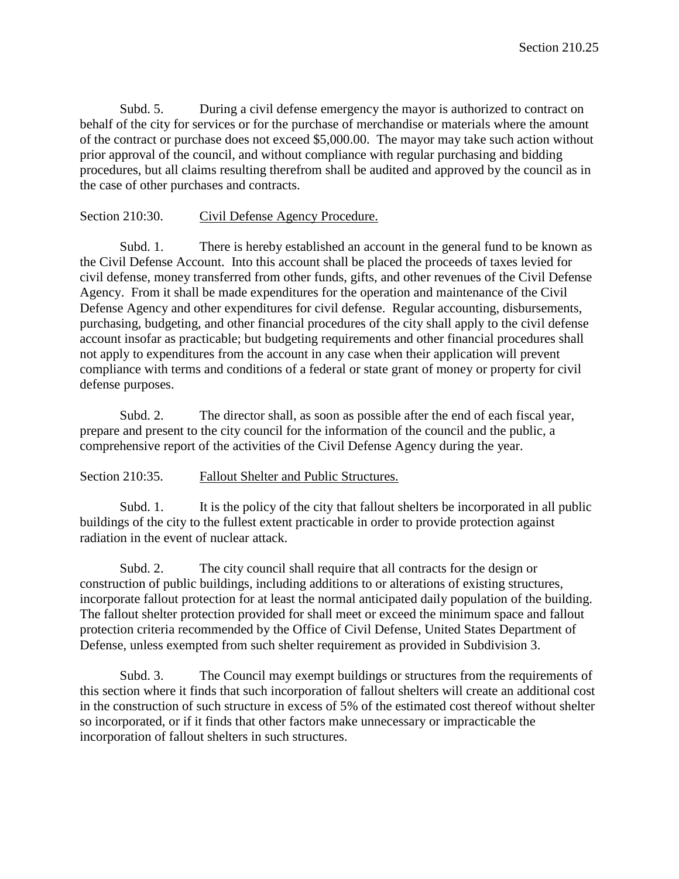Subd. 5. During a civil defense emergency the mayor is authorized to contract on behalf of the city for services or for the purchase of merchandise or materials where the amount of the contract or purchase does not exceed $5,000.00. The mayor may take such action without prior approval of the council, and without compliance with regular purchasing and bidding procedures, but all claims resulting therefrom shall be audited and approved by the council as in the case of other purchases and contracts.

Section 210:30. Civil Defense Agency Procedure.

Subd. 1. There is hereby established an account in the general fund to be known as the Civil Defense Account. Into this account shall be placed the proceeds of taxes levied for civil defense, money transferred from other funds, gifts, and other revenues of the Civil Defense Agency. From it shall be made expenditures for the operation and maintenance of the Civil Defense Agency and other expenditures for civil defense. Regular accounting, disbursements, purchasing, budgeting, and other financial procedures of the city shall apply to the civil defense account insofar as practicable; but budgeting requirements and other financial procedures shall not apply to expenditures from the account in any case when their application will prevent compliance with terms and conditions of a federal or state grant of money or property for civil defense purposes.

Subd. 2. The director shall, as soon as possible after the end of each fiscal year, prepare and present to the city council for the information of the council and the public, a comprehensive report of the activities of the Civil Defense Agency during the year.

Section 210:35. Fallout Shelter and Public Structures.

Subd. 1. It is the policy of the city that fallout shelters be incorporated in all public buildings of the city to the fullest extent practicable in order to provide protection against radiation in the event of nuclear attack.

Subd. 2. The city council shall require that all contracts for the design or construction of public buildings, including additions to or alterations of existing structures, incorporate fallout protection for at least the normal anticipated daily population of the building. The fallout shelter protection provided for shall meet or exceed the minimum space and fallout protection criteria recommended by the Office of Civil Defense, United States Department of Defense, unless exempted from such shelter requirement as provided in Subdivision 3.

Subd. 3. The Council may exempt buildings or structures from the requirements of this section where it finds that such incorporation of fallout shelters will create an additional cost in the construction of such structure in excess of 5% of the estimated cost thereof without shelter so incorporated, or if it finds that other factors make unnecessary or impracticable the incorporation of fallout shelters in such structures.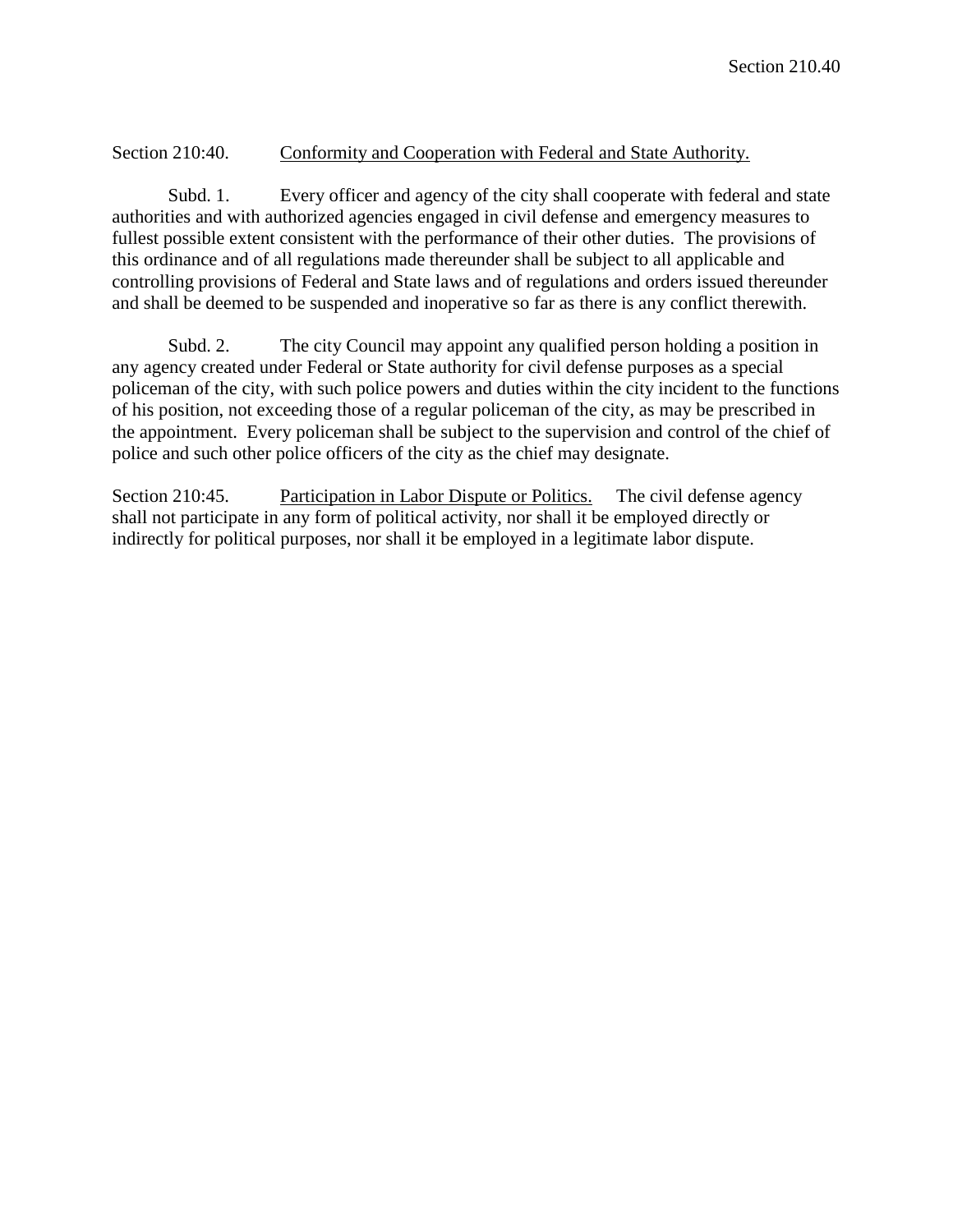Section 210:40. Conformity and Cooperation with Federal and State Authority.

Subd. 1. Every officer and agency of the city shall cooperate with federal and state authorities and with authorized agencies engaged in civil defense and emergency measures to fullest possible extent consistent with the performance of their other duties. The provisions of this ordinance and of all regulations made thereunder shall be subject to all applicable and controlling provisions of Federal and State laws and of regulations and orders issued thereunder and shall be deemed to be suspended and inoperative so far as there is any conflict therewith.

Subd. 2. The city Council may appoint any qualified person holding a position in any agency created under Federal or State authority for civil defense purposes as a special policeman of the city, with such police powers and duties within the city incident to the functions of his position, not exceeding those of a regular policeman of the city, as may be prescribed in the appointment. Every policeman shall be subject to the supervision and control of the chief of police and such other police officers of the city as the chief may designate.

Section 210:45. Participation in Labor Dispute or Politics. The civil defense agency shall not participate in any form of political activity, nor shall it be employed directly or indirectly for political purposes, nor shall it be employed in a legitimate labor dispute.